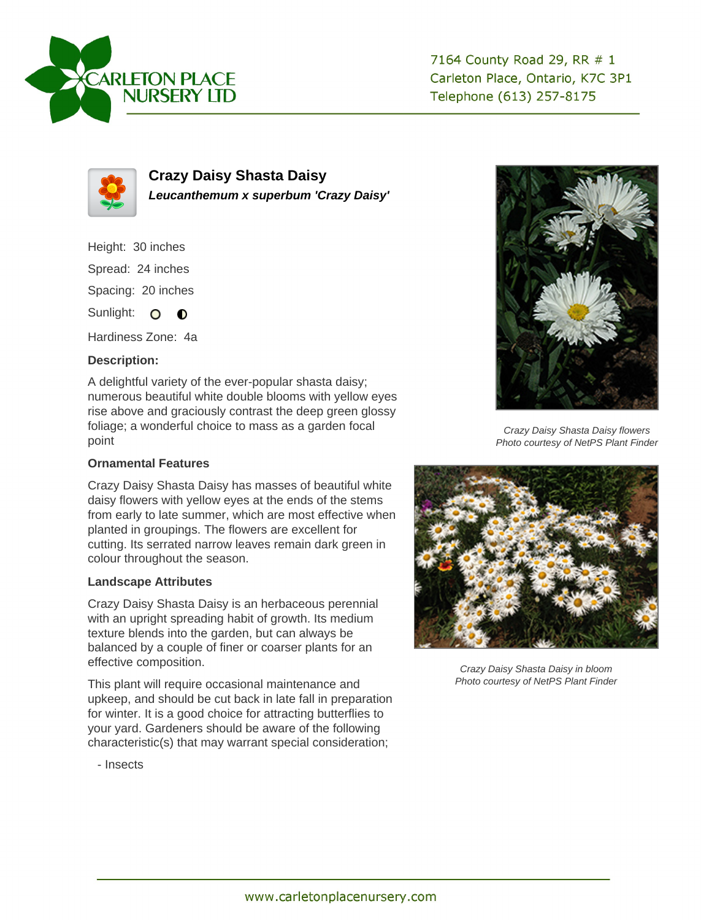CARLETON PLACE NURSERY LTD

7164 County Road 29, RR # 1
Carleton Place, Ontario, K7C 3P1
Telephone (613) 257-8175

# Crazy Daisy Shasta Daisy

***Leucanthemum x superbum 'Crazy Daisy'***

Height: 30 inches

Spread: 24 inches

Spacing: 20 inches

Sunlight:

Hardiness Zone: 4a

### Description:

A delightful variety of the ever-popular shasta daisy; numerous beautiful white double blooms with yellow eyes rise above and graciously contrast the deep green glossy foliage; a wonderful choice to mass as a garden focal point

### Ornamental Features

Crazy Daisy Shasta Daisy has masses of beautiful white daisy flowers with yellow eyes at the ends of the stems from early to late summer, which are most effective when planted in groupings. The flowers are excellent for cutting. Its serrated narrow leaves remain dark green in colour throughout the season.

### Landscape Attributes

Crazy Daisy Shasta Daisy is an herbaceous perennial with an upright spreading habit of growth. Its medium texture blends into the garden, but can always be balanced by a couple of finer or coarser plants for an effective composition.

This plant will require occasional maintenance and upkeep, and should be cut back in late fall in preparation for winter. It is a good choice for attracting butterflies to your yard. Gardeners should be aware of the following characteristic(s) that may warrant special consideration;

- Insects

*Crazy Daisy Shasta Daisy flowers*
*Photo courtesy of NetPS Plant Finder*

*Crazy Daisy Shasta Daisy in bloom*
*Photo courtesy of NetPS Plant Finder*

www.carletonplacenursery.com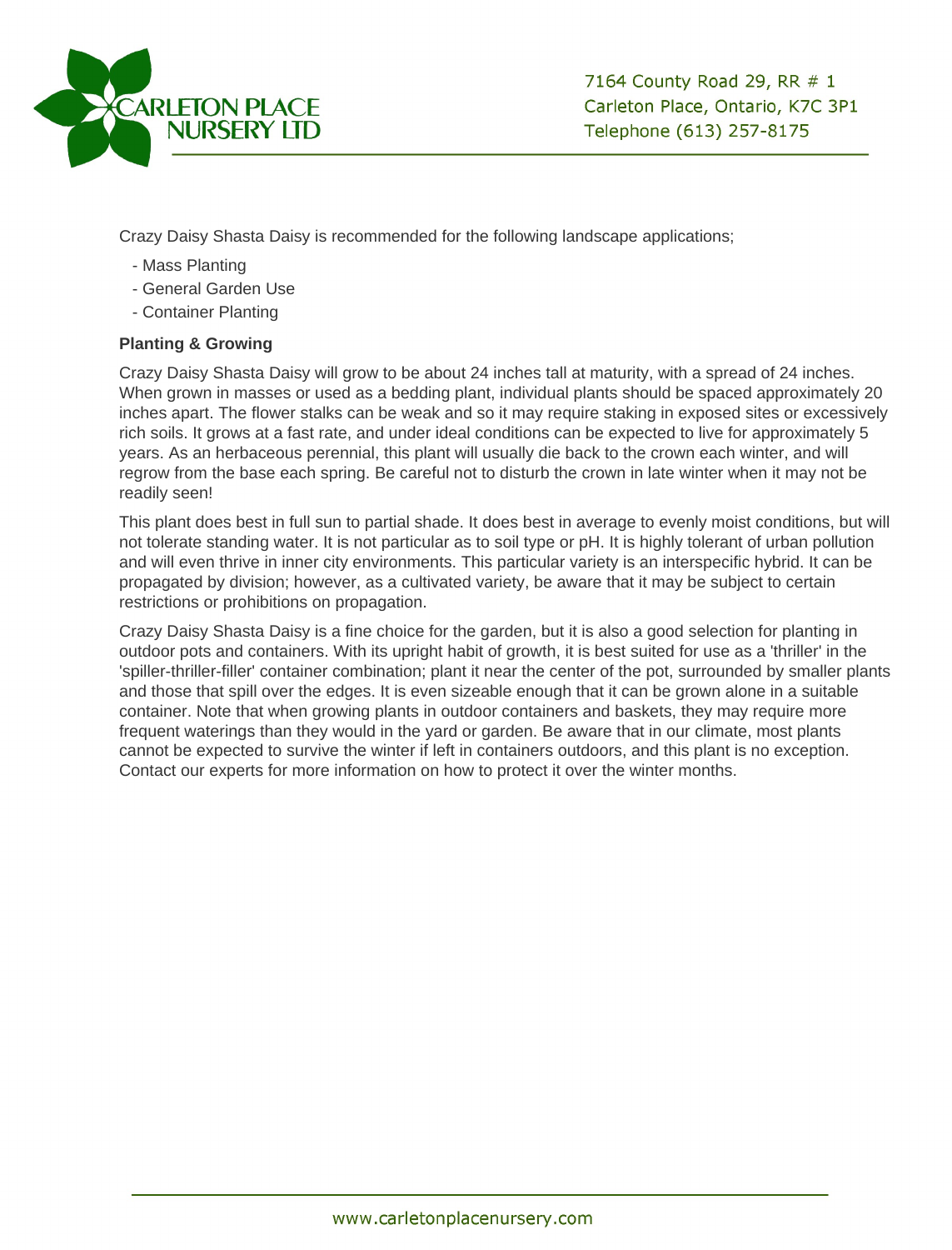Crazy Daisy Shasta Daisy is recommended for the following landscape applications;

- Mass Planting
- General Garden Use
- Container Planting

**Planting & Growing**

Crazy Daisy Shasta Daisy will grow to be about 24 inches tall at maturity, with a spread of 24 inches. When grown in masses or used as a bedding plant, individual plants should be spaced approximately 20 inches apart. The flower stalks can be weak and so it may require staking in exposed sites or excessively rich soils. It grows at a fast rate, and under ideal conditions can be expected to live for approximately 5 years. As an herbaceous perennial, this plant will usually die back to the crown each winter, and will regrow from the base each spring. Be careful not to disturb the crown in late winter when it may not be readily seen!

This plant does best in full sun to partial shade. It does best in average to evenly moist conditions, but will not tolerate standing water. It is not particular as to soil type or pH. It is highly tolerant of urban pollution and will even thrive in inner city environments. This particular variety is an interspecific hybrid. It can be propagated by division; however, as a cultivated variety, be aware that it may be subject to certain restrictions or prohibitions on propagation.

Crazy Daisy Shasta Daisy is a fine choice for the garden, but it is also a good selection for planting in outdoor pots and containers. With its upright habit of growth, it is best suited for use as a 'thriller' in the 'spiller-thriller-filler' container combination; plant it near the center of the pot, surrounded by smaller plants and those that spill over the edges. It is even sizeable enough that it can be grown alone in a suitable container. Note that when growing plants in outdoor containers and baskets, they may require more frequent waterings than they would in the yard or garden. Be aware that in our climate, most plants cannot be expected to survive the winter if left in containers outdoors, and this plant is no exception. Contact our experts for more information on how to protect it over the winter months.